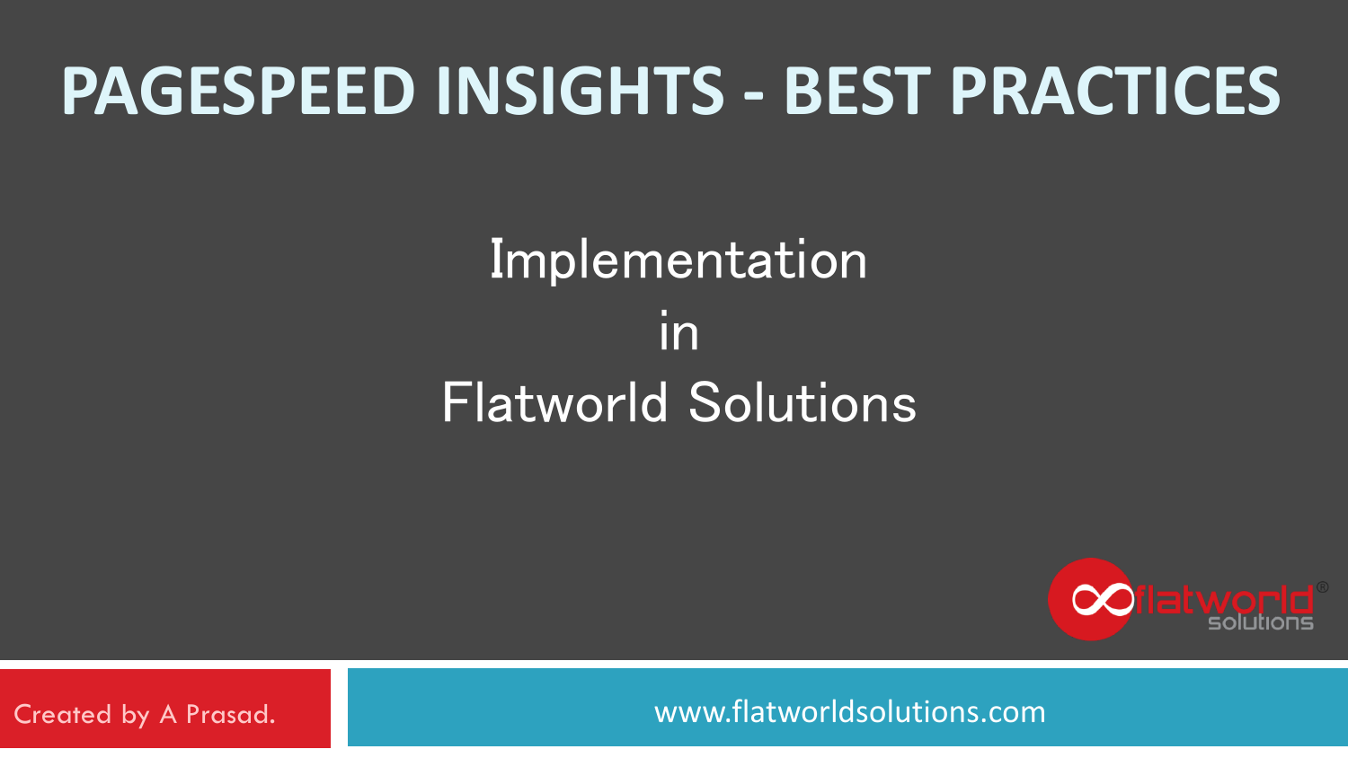# PAGESPEED INSIGHTS - BEST PRACTICES

Implementation

in

Flatworld Solutions

Created by A Prasad.

www.flatworldsolutions.com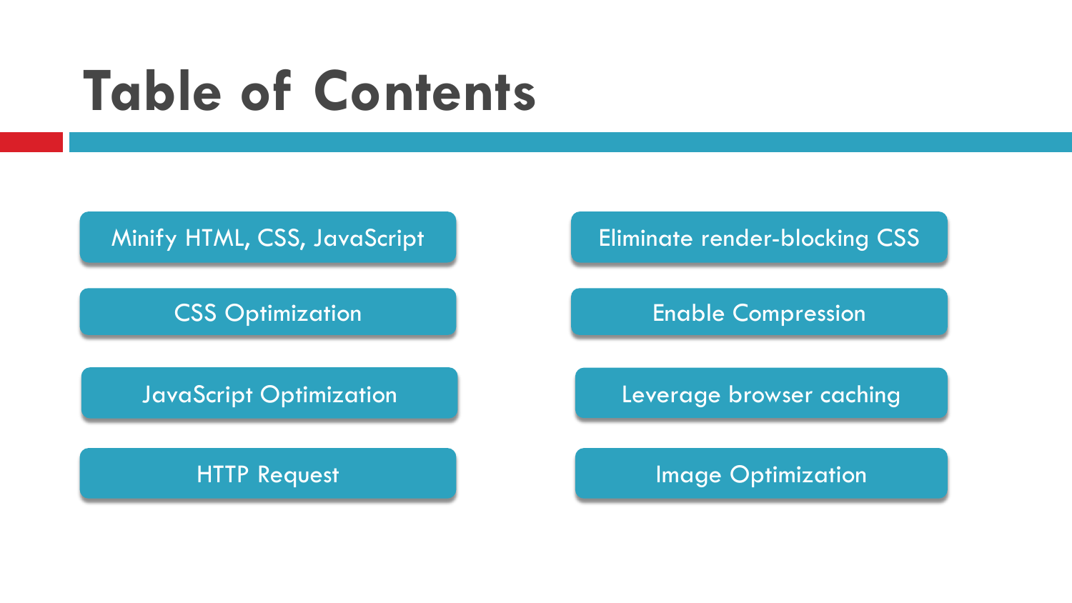# Table of Contents

- Minify HTML, CSS, JavaScript
- CSS Optimization
- JavaScript Optimization
- HTTP Request
- Eliminate render-blocking CSS
- Enable Compression
- Leverage browser caching
- Image Optimization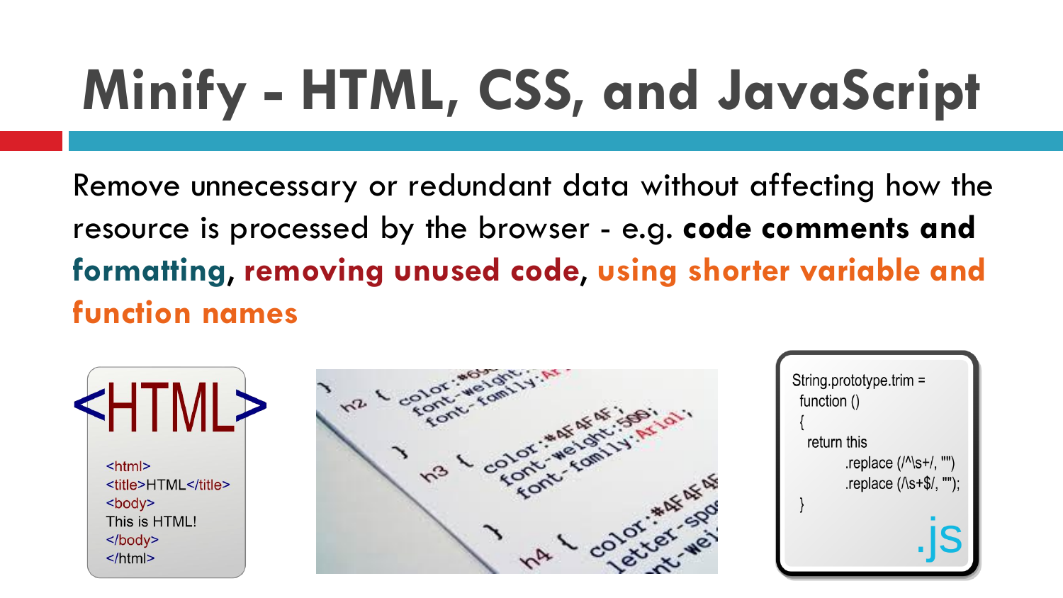# Minify - HTML, CSS, and JavaScript

Remove unnecessary or redundant data without affecting how the resource is processed by the browser - e.g. **code comments and formatting**, **removing unused code**, **using shorter variable and function names**

```html
<HTML>
<html>
<title>HTML</title>
<body>
This is HTML!
</body>
</html>
```

```css
}
h2 { color:#6...; font-weight:...; font-family:Ar...
}
h3 { color:#4F4F4F; font-weight:500; font-family:Arial;
}
h4 { color:#4F4F4F... letter-spac... ...nt-wei...
```

```javascript
String.prototype.trim =
  function ()
  {
    return this
          .replace (/^\s+/, "")
          .replace (/\s+$/, "");
  }
```

.js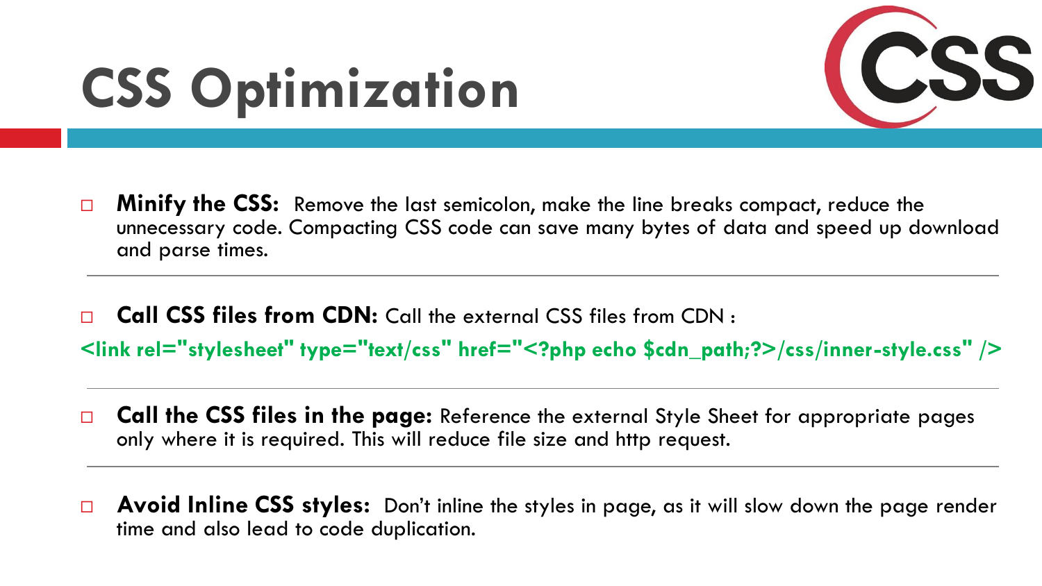# CSS Optimization

- **Minify the CSS:** Remove the last semicolon, make the line breaks compact, reduce the unnecessary code. Compacting CSS code can save many bytes of data and speed up download and parse times.

---

- **Call CSS files from CDN:** Call the external CSS files from CDN :

```
<link rel="stylesheet" type="text/css" href="<?php echo $cdn_path;?>/css/inner-style.css" />
```

---

- **Call the CSS files in the page:** Reference the external Style Sheet for appropriate pages only where it is required. This will reduce file size and http request.

---

- **Avoid Inline CSS styles:** Don't inline the styles in page, as it will slow down the page render time and also lead to code duplication.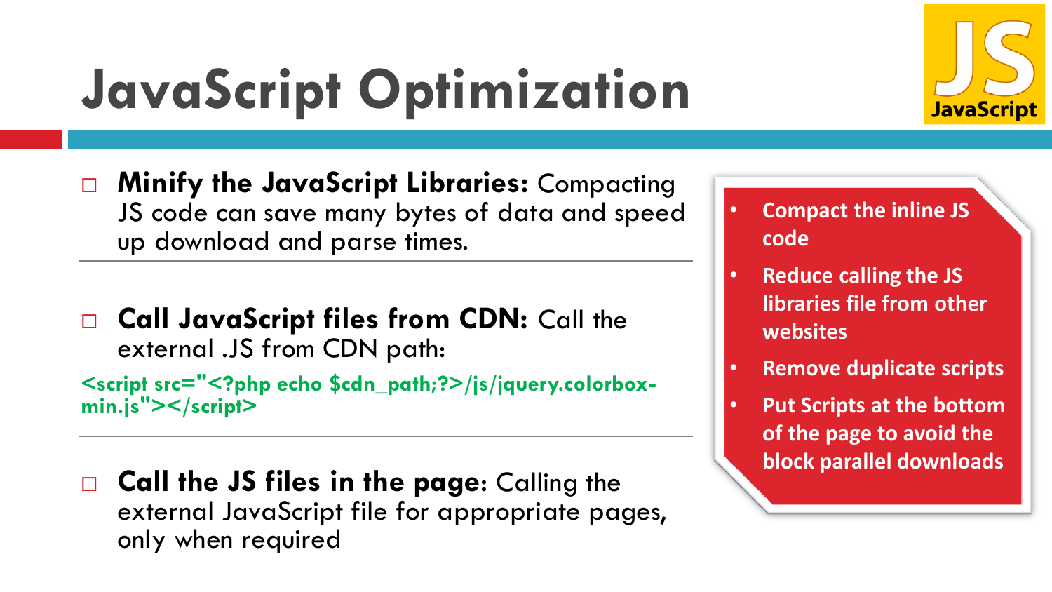# JavaScript Optimization

- **Minify the JavaScript Libraries:** Compacting JS code can save many bytes of data and speed up download and parse times.

- **Call JavaScript files from CDN:** Call the external .JS from CDN path:

```
<script src="<?php echo $cdn_path;?>/js/jquery.colorbox-min.js"></script>
```

- **Call the JS files in the page**: Calling the external JavaScript file for appropriate pages, only when required

- **Compact the inline JS code**
- **Reduce calling the JS libraries file from other websites**
- **Remove duplicate scripts**
- **Put Scripts at the bottom of the page to avoid the block parallel downloads**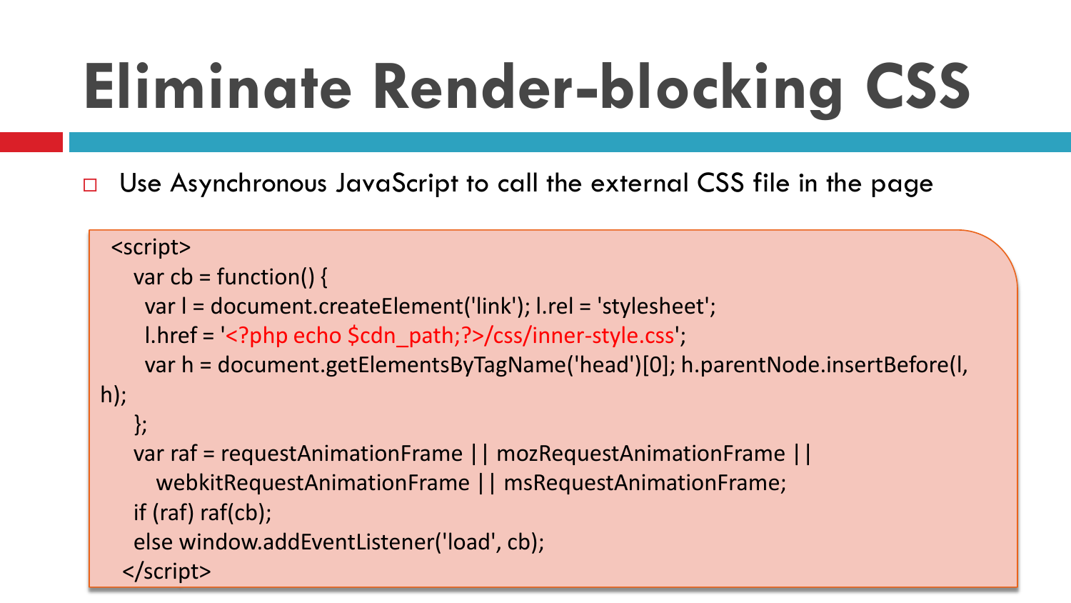# Eliminate Render-blocking CSS

- Use Asynchronous JavaScript to call the external CSS file in the page

```
<script>
   var cb = function() {
    var l = document.createElement('link'); l.rel = 'stylesheet';
    l.href = '<?php echo $cdn_path;?>/css/inner-style.css';
    var h = document.getElementsByTagName('head')[0]; h.parentNode.insertBefore(l,
h);
   };
   var raf = requestAnimationFrame || mozRequestAnimationFrame ||
      webkitRequestAnimationFrame || msRequestAnimationFrame;
   if (raf) raf(cb);
   else window.addEventListener('load', cb);
  </script>
```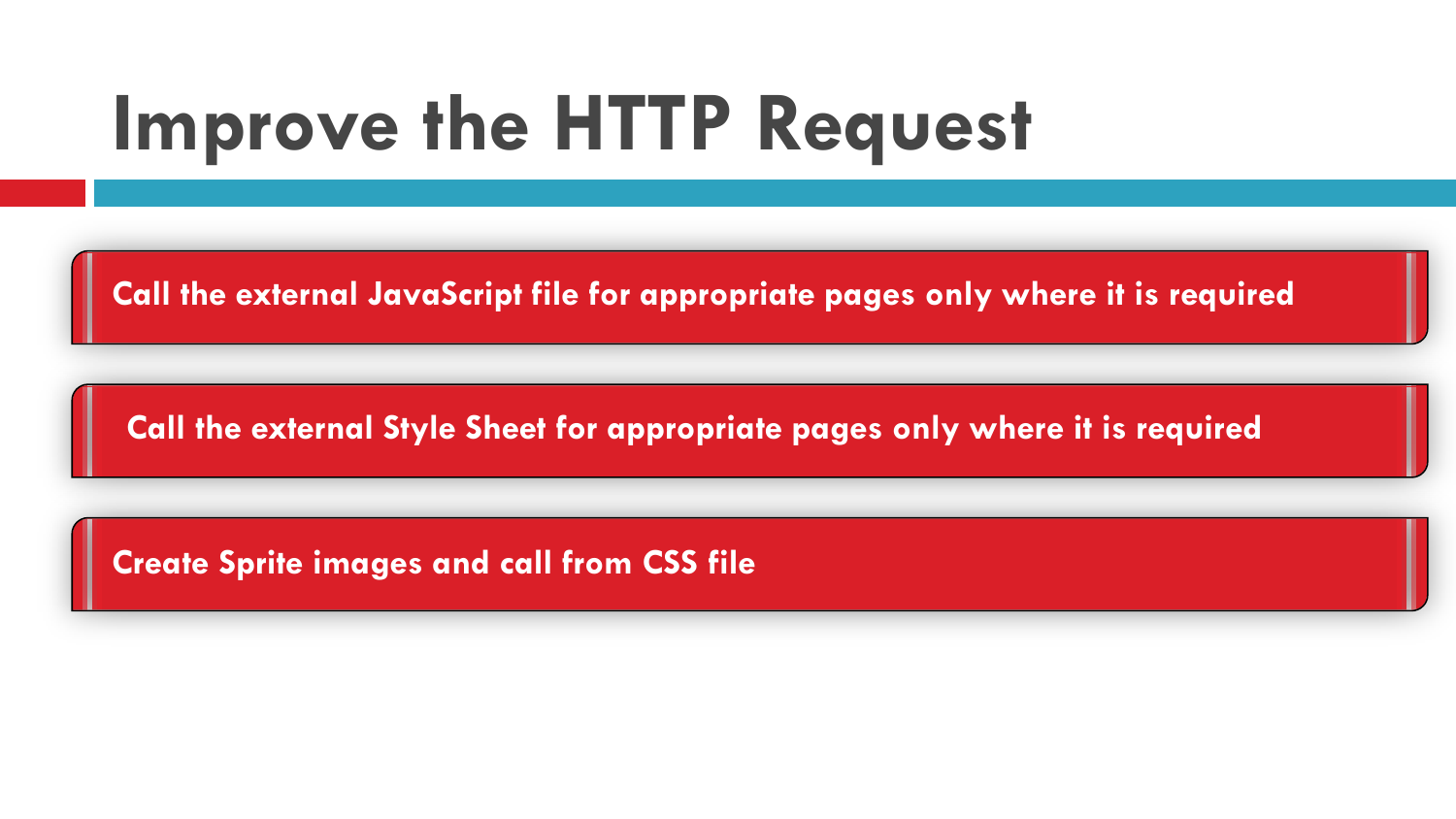# Improve the HTTP Request

- Call the external JavaScript file for appropriate pages only where it is required
- Call the external Style Sheet for appropriate pages only where it is required
- Create Sprite images and call from CSS file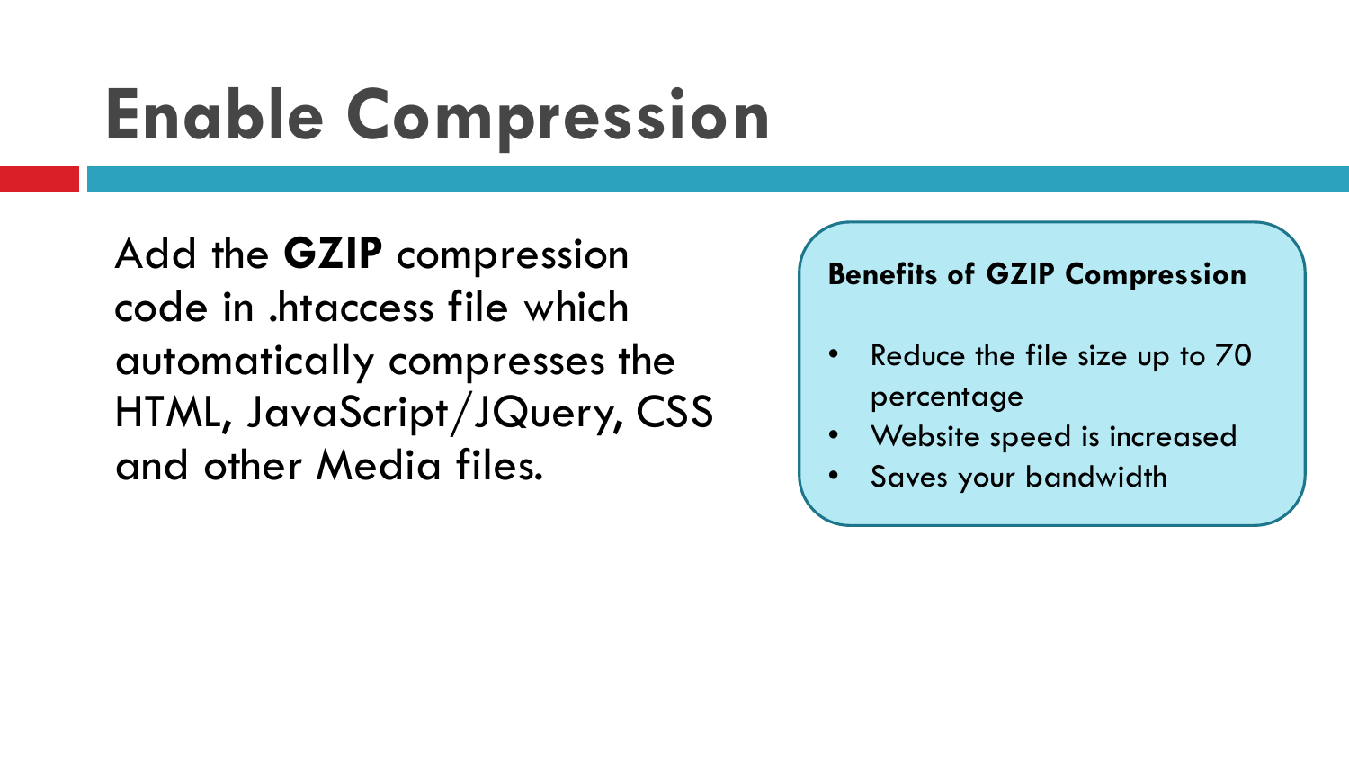# Enable Compression

Add the **GZIP** compression code in .htaccess file which automatically compresses the HTML, JavaScript/JQuery, CSS and other Media files.

**Benefits of GZIP Compression**

- Reduce the file size up to 70 percentage
- Website speed is increased
- Saves your bandwidth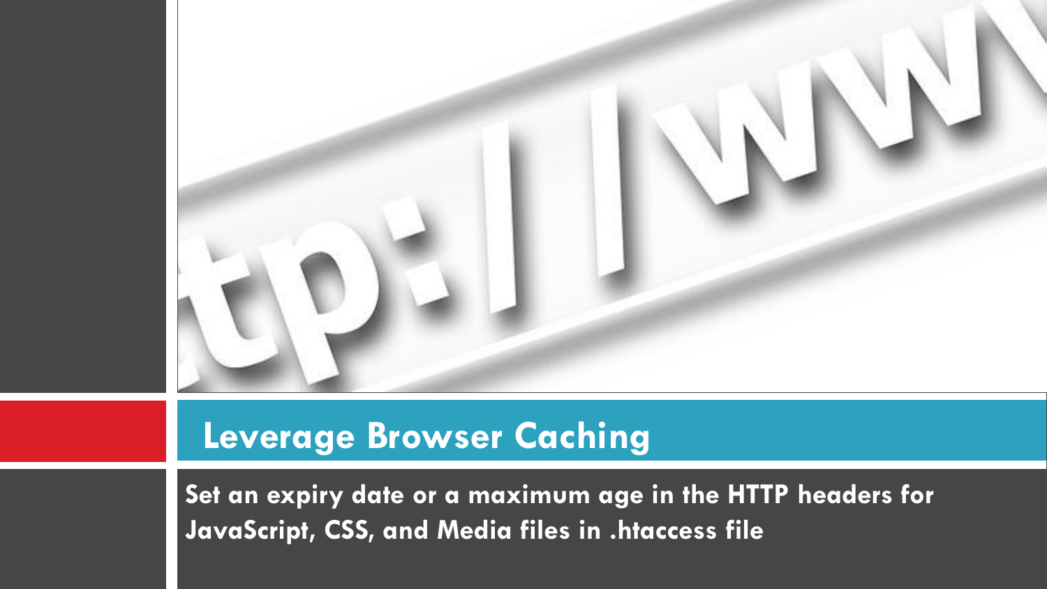## Leverage Browser Caching

**Set an expiry date or a maximum age in the HTTP headers for JavaScript, CSS, and Media files in .htaccess file**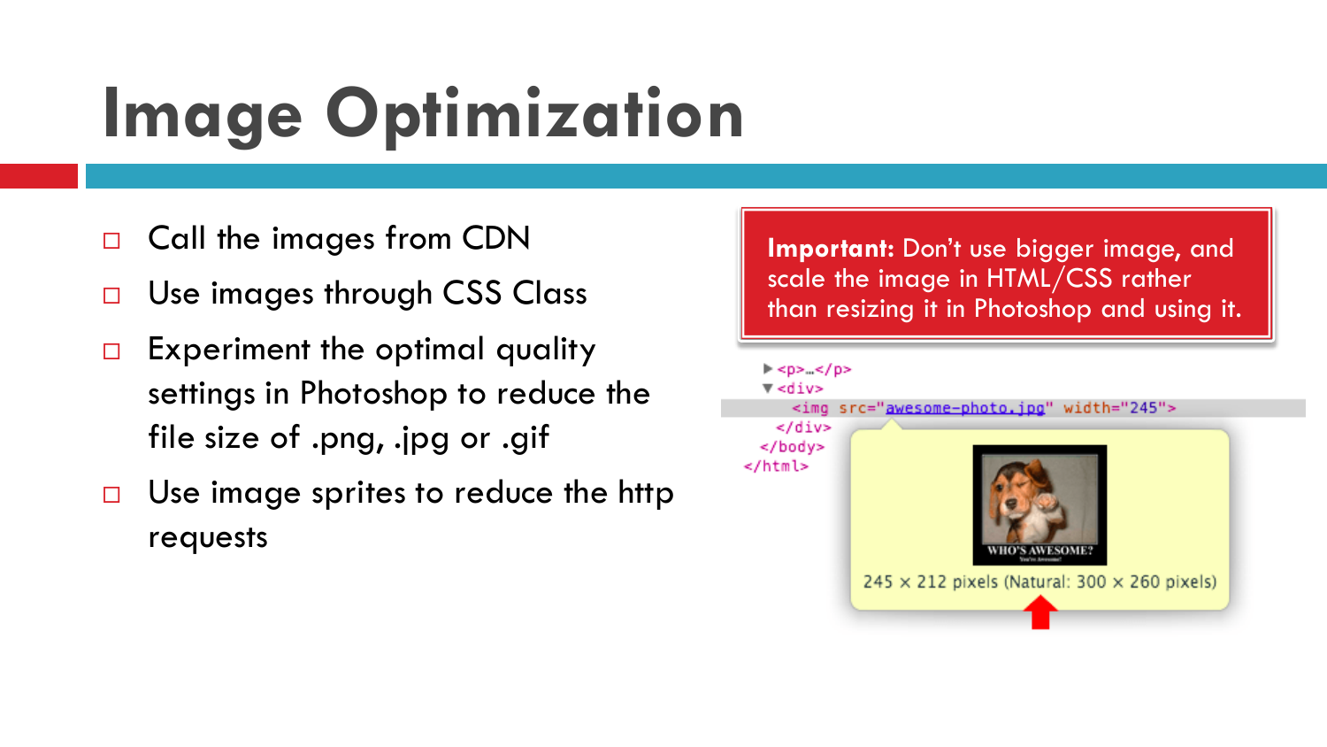# Image Optimization

- Call the images from CDN
- Use images through CSS Class
- Experiment the optimal quality settings in Photoshop to reduce the file size of .png, .jpg or .gif
- Use image sprites to reduce the http requests

**Important:** Don't use bigger image, and scale the image in HTML/CSS rather than resizing it in Photoshop and using it.

```
▶ <p>…</p>
▼ <div>
    <img src="awesome-photo.jpg" width="245">
  </div>
 </body>
</html>
```

245 × 212 pixels (Natural: 300 × 260 pixels)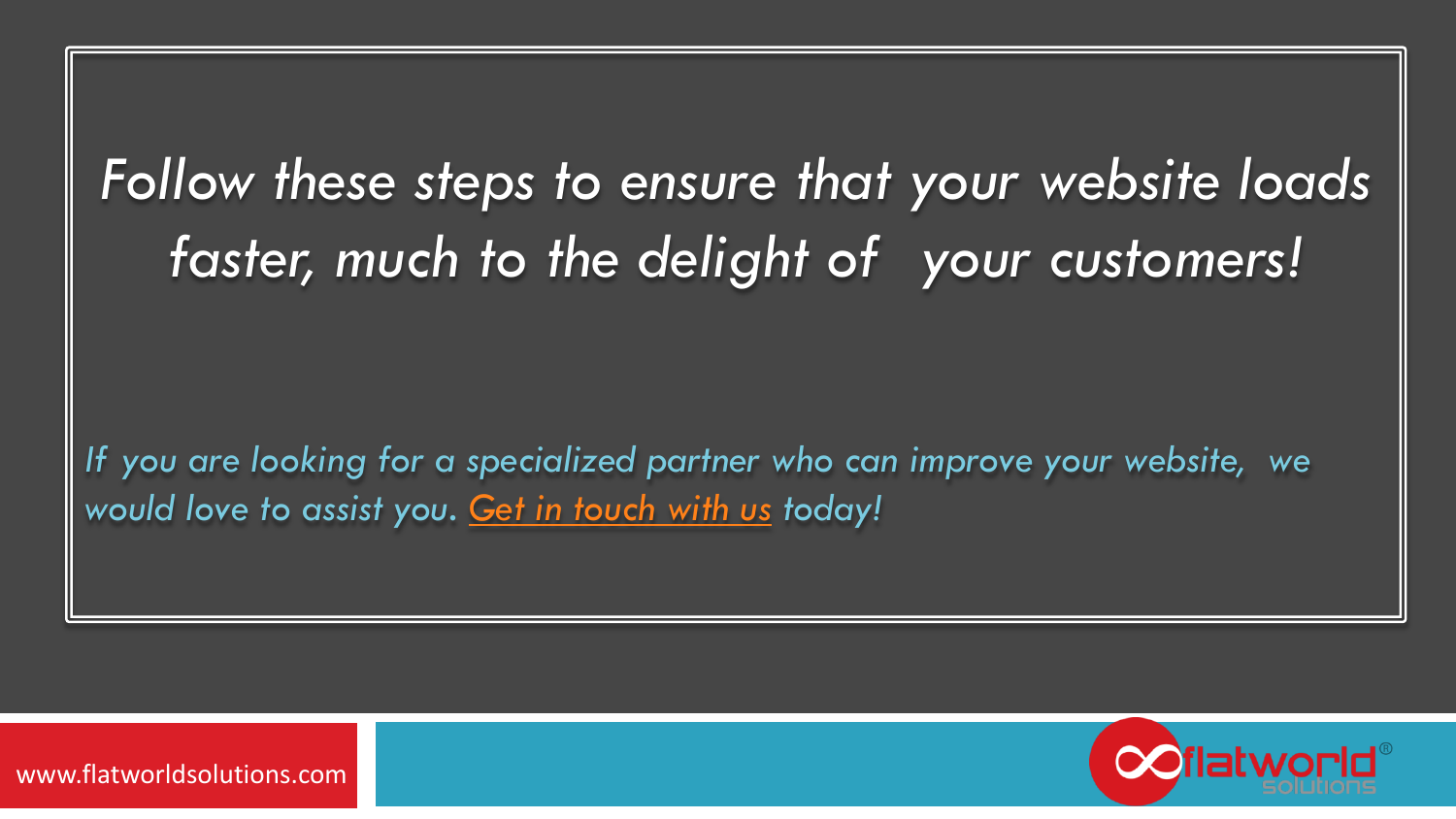*Follow these steps to ensure that your website loads faster, much to the delight of your customers!*

*If you are looking for a specialized partner who can improve your website, we would love to assist you. Get in touch with us today!*

www.flatworldsolutions.com

flatworld® solutions